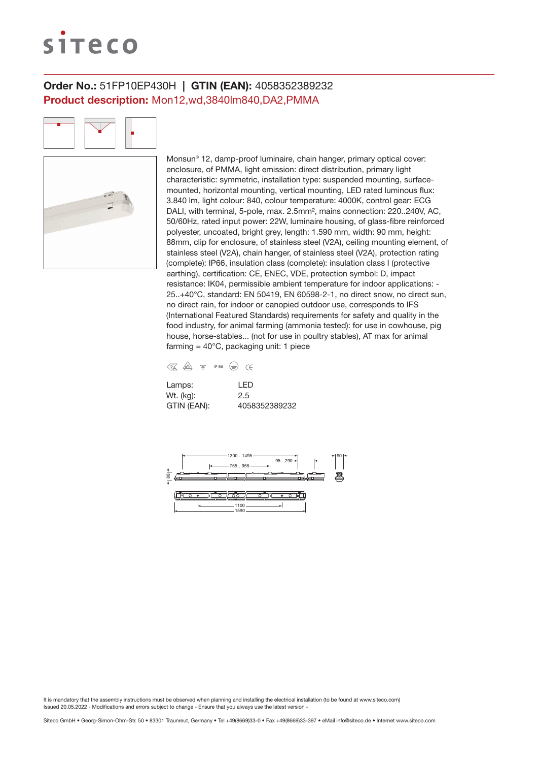**Order No.:** 51FP10EP430H | **GTIN (EAN):** 4058352389232

**Product description:** Mon12,wd,3840lm840,DA2,PMMA

Monsun® 12, damp-proof luminaire, chain hanger, primary optical cover: enclosure, of PMMA, light emission: direct distribution, primary light characteristic: symmetric, installation type: suspended mounting, surface-mounted, horizontal mounting, vertical mounting, LED rated luminous flux: 3.840 lm, light colour: 840, colour temperature: 4000K, control gear: ECG DALI, with terminal, 5-pole, max. 2.5mm², mains connection: 220..240V, AC, 50/60Hz, rated input power: 22W, luminaire housing, of glass-fibre reinforced polyester, uncoated, bright grey, length: 1.590 mm, width: 90 mm, height: 88mm, clip for enclosure, of stainless steel (V2A), ceiling mounting element, of stainless steel (V2A), chain hanger, of stainless steel (V2A), protection rating (complete): IP66, insulation class (complete): insulation class I (protective earthing), certification: CE, ENEC, VDE, protection symbol: D, impact resistance: IK04, permissible ambient temperature for indoor applications: -25..+40°C, standard: EN 50419, EN 60598-2-1, no direct snow, no direct sun, no direct rain, for indoor or canopied outdoor use, corresponds to IFS (International Featured Standards) requirements for safety and quality in the food industry, for animal farming (ammonia tested): for use in cowhouse, pig house, horse-stables... (not for use in poultry stables), AT max for animal farming = 40°C, packaging unit: 1 piece

IP 66 CE

| | |
|---|---|
| Lamps: | LED |
| Wt. (kg): | 2.5 |
| GTIN (EAN): | 4058352389232 |

1300...1495 — 95...290 — 755...955 — 90 — 88 — 1100 — 1590

It is mandatory that the assembly instructions must be observed when planning and installing the electrical installation (to be found at www.siteco.com)
Issued 20.05.2022 - Modifications and errors subject to change - Ensure that you always use the latest version -

Siteco GmbH • Georg-Simon-Ohm-Str. 50 • 83301 Traunreut, Germany • Tel +49(8669)33-0 • Fax +49(8669)33-397 • eMail info@siteco.de • Internet www.siteco.com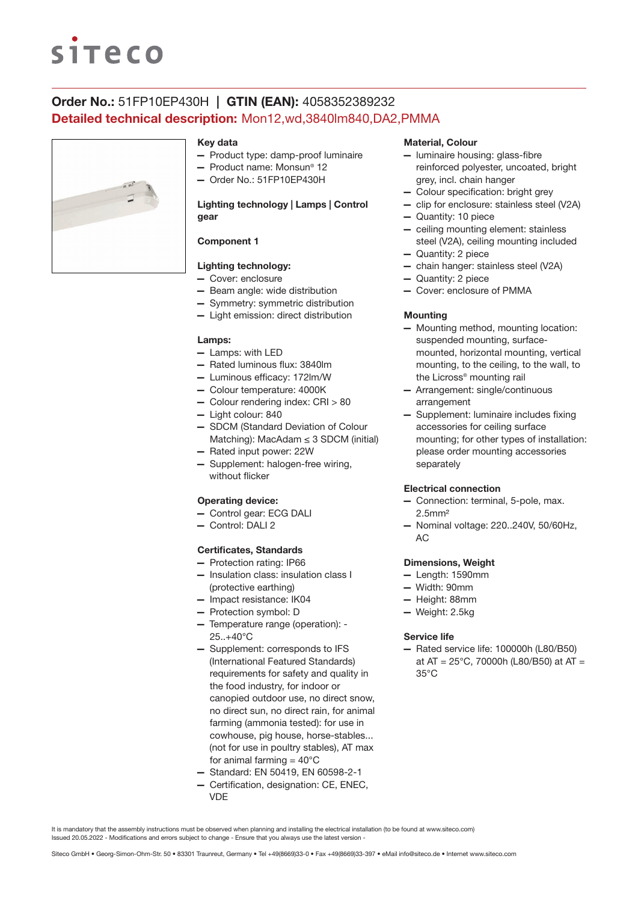**Order No.:** 51FP10EP430H | **GTIN (EAN):** 4058352389232

**Detailed technical description:** Mon12,wd,3840lm840,DA2,PMMA

### Key data

- Product type: damp-proof luminaire
- Product name: Monsun® 12
- Order No.: 51FP10EP430H

### Lighting technology | Lamps | Control gear

#### Component 1

#### Lighting technology:

- Cover: enclosure
- Beam angle: wide distribution
- Symmetry: symmetric distribution
- Light emission: direct distribution

#### Lamps:

- Lamps: with LED
- Rated luminous flux: 3840lm
- Luminous efficacy: 172lm/W
- Colour temperature: 4000K
- Colour rendering index: CRI > 80
- Light colour: 840
- SDCM (Standard Deviation of Colour Matching): MacAdam ≤ 3 SDCM (initial)
- Rated input power: 22W
- Supplement: halogen-free wiring, without flicker

#### Operating device:

- Control gear: ECG DALI
- Control: DALI 2

### Certificates, Standards

- Protection rating: IP66
- Insulation class: insulation class I (protective earthing)
- Impact resistance: IK04
- Protection symbol: D
- Temperature range (operation): -25..+40°C
- Supplement: corresponds to IFS (International Featured Standards) requirements for safety and quality in the food industry, for indoor or canopied outdoor use, no direct snow, no direct rain, no direct sun, for animal farming (ammonia tested): for use in cowhouse, pig house, horse-stables... (not for use in poultry stables), AT max for animal farming = 40°C
- Standard: EN 50419, EN 60598-2-1
- Certification, designation: CE, ENEC, VDE

### Material, Colour

- luminaire housing: glass-fibre reinforced polyester, uncoated, bright grey, incl. chain hanger
- Colour specification: bright grey
- clip for enclosure: stainless steel (V2A)
- Quantity: 10 piece
- ceiling mounting element: stainless steel (V2A), ceiling mounting included
- Quantity: 2 piece
- chain hanger: stainless steel (V2A)
- Quantity: 2 piece
- Cover: enclosure of PMMA

### Mounting

- Mounting method, mounting location: suspended mounting, surface-mounted, horizontal mounting, vertical mounting, to the ceiling, to the wall, to the Licross® mounting rail
- Arrangement: single/continuous arrangement
- Supplement: luminaire includes fixing accessories for ceiling surface mounting; for other types of installation: please order mounting accessories separately

### Electrical connection

- Connection: terminal, 5-pole, max. 2.5mm²
- Nominal voltage: 220..240V, 50/60Hz, AC

### Dimensions, Weight

- Length: 1590mm
- Width: 90mm
- Height: 88mm
- Weight: 2.5kg

### Service life

- Rated service life: 100000h (L80/B50) at AT = 25°C, 70000h (L80/B50) at AT = 35°C

It is mandatory that the assembly instructions must be observed when planning and installing the electrical installation (to be found at www.siteco.com)
Issued 20.05.2022 - Modifications and errors subject to change - Ensure that you always use the latest version -

Siteco GmbH • Georg-Simon-Ohm-Str. 50 • 83301 Traunreut, Germany • Tel +49(8669)33-0 • Fax +49(8669)33-397 • eMail info@siteco.de • Internet www.siteco.com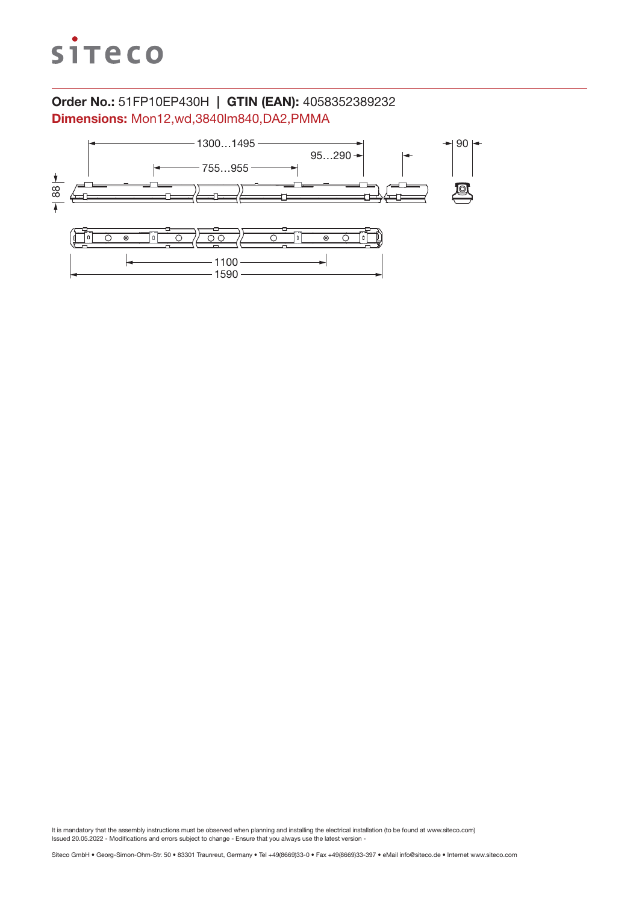siteco

**Order No.:** 51FP10EP430H | **GTIN (EAN):** 4058352389232

**Dimensions:** Mon12,wd,3840lm840,DA2,PMMA

1300…1495

95…290

90

755…955

88

1100

1590

It is mandatory that the assembly instructions must be observed when planning and installing the electrical installation (to be found at www.siteco.com)
Issued 20.05.2022 - Modifications and errors subject to change - Ensure that you always use the latest version -

Siteco GmbH • Georg-Simon-Ohm-Str. 50 • 83301 Traunreut, Germany • Tel +49(8669)33-0 • Fax +49(8669)33-397 • eMail info@siteco.de • Internet www.siteco.com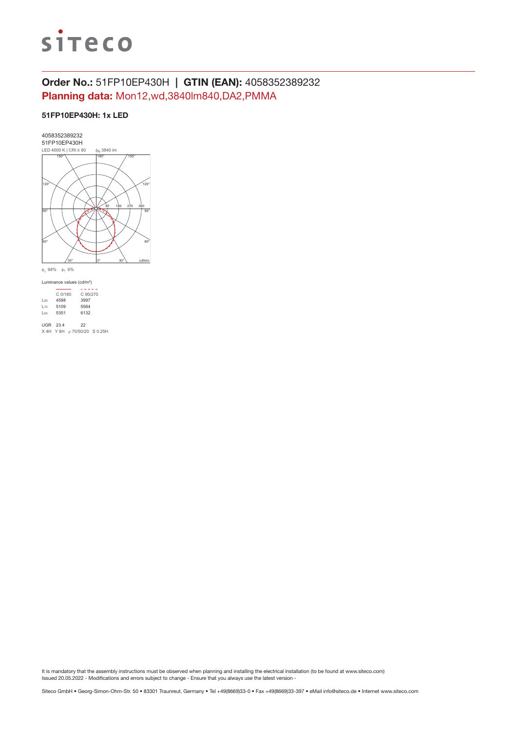**Order No.:** 51FP10EP430H | **GTIN (EAN):** 4058352389232
**Planning data:** Mon12,wd,3840lm840,DA2,PMMA

### 51FP10EP430H: 1x LED

4058352389232
51FP10EP430H
LED 4000 K | CRI ≥ 80 $\phi_N$ 3840 lm

150° 180° 150°
120° 120°
90 180 270 360
90° 90°
60° 60°
30° 0° 30° cd/klm

$\phi_\downarrow$ 94% $\phi_\uparrow$ 6%

Luminance values (cd/m²)

| | C 0/180 | C 90/270 |
|---|---|---|
| $L_{80}$ | 4588 | 3997 |
| $L_{70}$ | 5109 | 5564 |
| $L_{65}$ | 5351 | 6132 |
| UGR | 23.4 | 22 |

X 4H Y 8H ρ 70/50/20 S 0.25H

It is mandatory that the assembly instructions must be observed when planning and installing the electrical installation (to be found at www.siteco.com)
Issued 20.05.2022 - Modifications and errors subject to change - Ensure that you always use the latest version -

Siteco GmbH • Georg-Simon-Ohm-Str. 50 • 83301 Traunreut, Germany • Tel +49(8669)33-0 • Fax +49(8669)33-397 • eMail info@siteco.de • Internet www.siteco.com